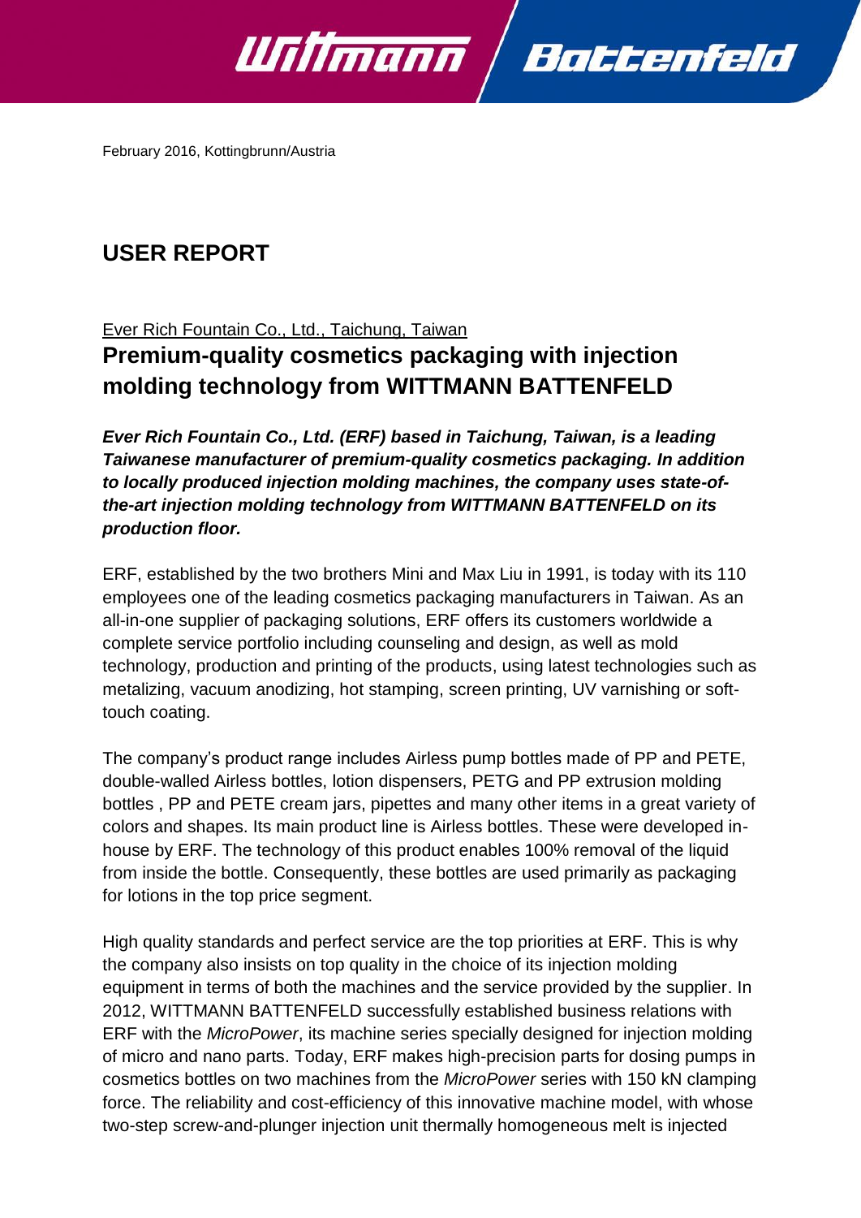February 2016, Kottingbrunn/Austria

# USER REPORT

Ever Rich Fountain Co., Ltd., Taichung, Taiwan

## Premium-quality cosmetics packaging with injection molding technology from WITTMANN BATTENFELD

***Ever Rich Fountain Co., Ltd. (ERF) based in Taichung, Taiwan, is a leading Taiwanese manufacturer of premium-quality cosmetics packaging. In addition to locally produced injection molding machines, the company uses state-of-the-art injection molding technology from WITTMANN BATTENFELD on its production floor.***

ERF, established by the two brothers Mini and Max Liu in 1991, is today with its 110 employees one of the leading cosmetics packaging manufacturers in Taiwan. As an all-in-one supplier of packaging solutions, ERF offers its customers worldwide a complete service portfolio including counseling and design, as well as mold technology, production and printing of the products, using latest technologies such as metalizing, vacuum anodizing, hot stamping, screen printing, UV varnishing or soft-touch coating.

The company's product range includes Airless pump bottles made of PP and PETE, double-walled Airless bottles, lotion dispensers, PETG and PP extrusion molding bottles , PP and PETE cream jars, pipettes and many other items in a great variety of colors and shapes. Its main product line is Airless bottles. These were developed in-house by ERF. The technology of this product enables 100% removal of the liquid from inside the bottle. Consequently, these bottles are used primarily as packaging for lotions in the top price segment.

High quality standards and perfect service are the top priorities at ERF. This is why the company also insists on top quality in the choice of its injection molding equipment in terms of both the machines and the service provided by the supplier. In 2012, WITTMANN BATTENFELD successfully established business relations with ERF with the *MicroPower*, its machine series specially designed for injection molding of micro and nano parts. Today, ERF makes high-precision parts for dosing pumps in cosmetics bottles on two machines from the *MicroPower* series with 150 kN clamping force. The reliability and cost-efficiency of this innovative machine model, with whose two-step screw-and-plunger injection unit thermally homogeneous melt is injected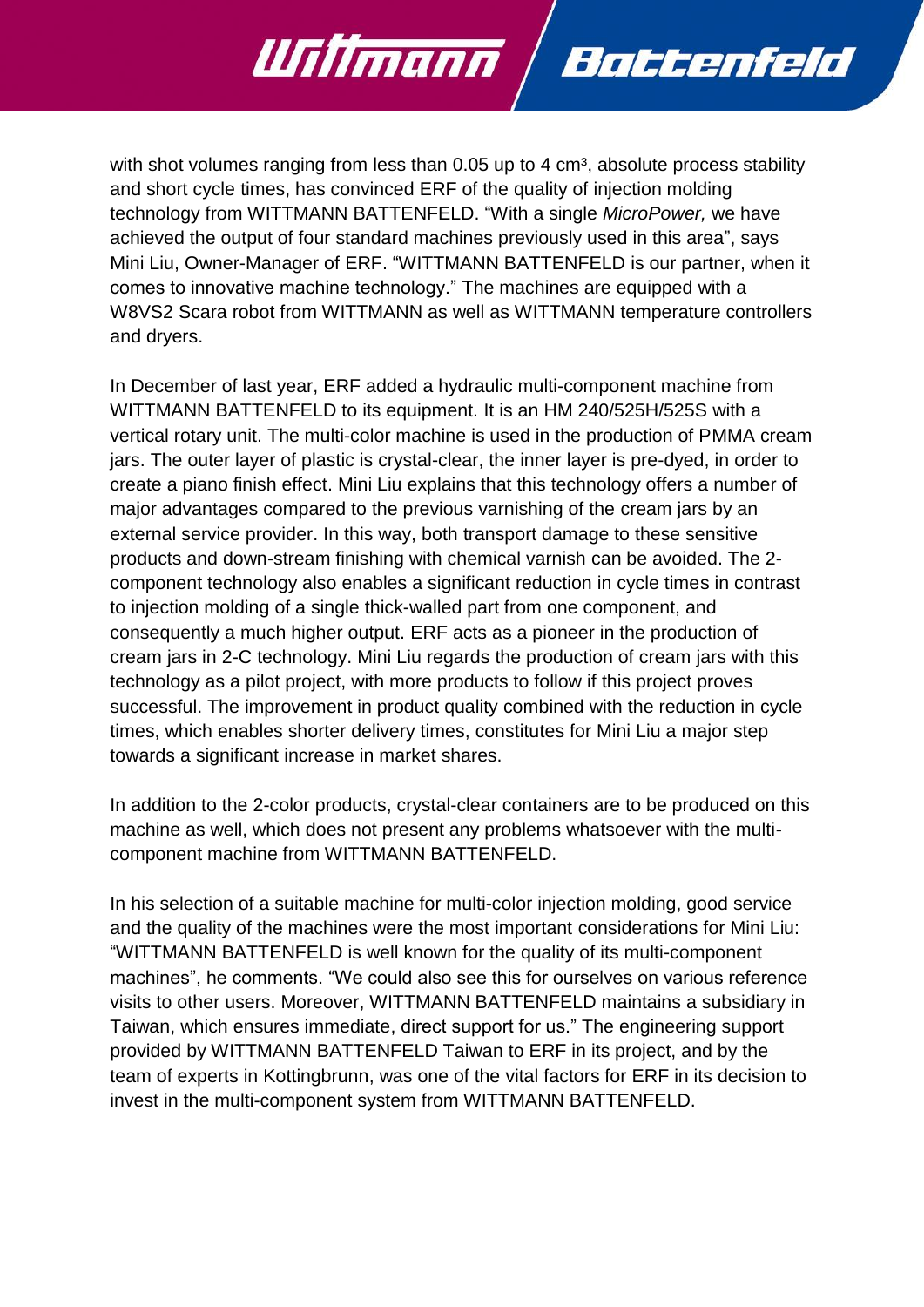with shot volumes ranging from less than 0.05 up to 4 cm³, absolute process stability and short cycle times, has convinced ERF of the quality of injection molding technology from WITTMANN BATTENFELD. “With a single *MicroPower,* we have achieved the output of four standard machines previously used in this area”, says Mini Liu, Owner-Manager of ERF. “WITTMANN BATTENFELD is our partner, when it comes to innovative machine technology.” The machines are equipped with a W8VS2 Scara robot from WITTMANN as well as WITTMANN temperature controllers and dryers.

In December of last year, ERF added a hydraulic multi-component machine from WITTMANN BATTENFELD to its equipment. It is an HM 240/525H/525S with a vertical rotary unit. The multi-color machine is used in the production of PMMA cream jars. The outer layer of plastic is crystal-clear, the inner layer is pre-dyed, in order to create a piano finish effect. Mini Liu explains that this technology offers a number of major advantages compared to the previous varnishing of the cream jars by an external service provider. In this way, both transport damage to these sensitive products and down-stream finishing with chemical varnish can be avoided. The 2-component technology also enables a significant reduction in cycle times in contrast to injection molding of a single thick-walled part from one component, and consequently a much higher output. ERF acts as a pioneer in the production of cream jars in 2-C technology. Mini Liu regards the production of cream jars with this technology as a pilot project, with more products to follow if this project proves successful. The improvement in product quality combined with the reduction in cycle times, which enables shorter delivery times, constitutes for Mini Liu a major step towards a significant increase in market shares.

In addition to the 2-color products, crystal-clear containers are to be produced on this machine as well, which does not present any problems whatsoever with the multi-component machine from WITTMANN BATTENFELD.

In his selection of a suitable machine for multi-color injection molding, good service and the quality of the machines were the most important considerations for Mini Liu: “WITTMANN BATTENFELD is well known for the quality of its multi-component machines”, he comments. “We could also see this for ourselves on various reference visits to other users. Moreover, WITTMANN BATTENFELD maintains a subsidiary in Taiwan, which ensures immediate, direct support for us.” The engineering support provided by WITTMANN BATTENFELD Taiwan to ERF in its project, and by the team of experts in Kottingbrunn, was one of the vital factors for ERF in its decision to invest in the multi-component system from WITTMANN BATTENFELD.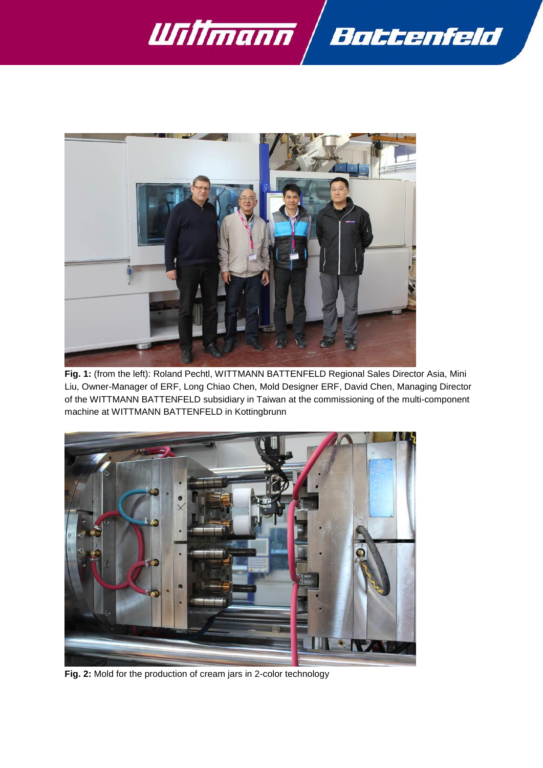**Fig. 1:** (from the left): Roland Pechtl, WITTMANN BATTENFELD Regional Sales Director Asia, Mini Liu, Owner-Manager of ERF, Long Chiao Chen, Mold Designer ERF, David Chen, Managing Director of the WITTMANN BATTENFELD subsidiary in Taiwan at the commissioning of the multi-component machine at WITTMANN BATTENFELD in Kottingbrunn

**Fig. 2:** Mold for the production of cream jars in 2-color technology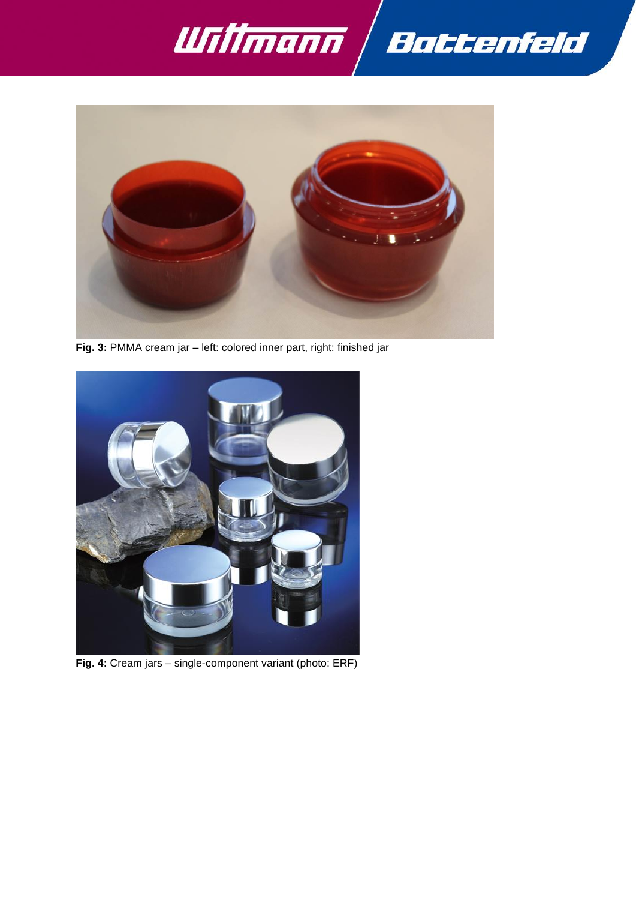**Fig. 3:** PMMA cream jar – left: colored inner part, right: finished jar

**Fig. 4:** Cream jars – single-component variant (photo: ERF)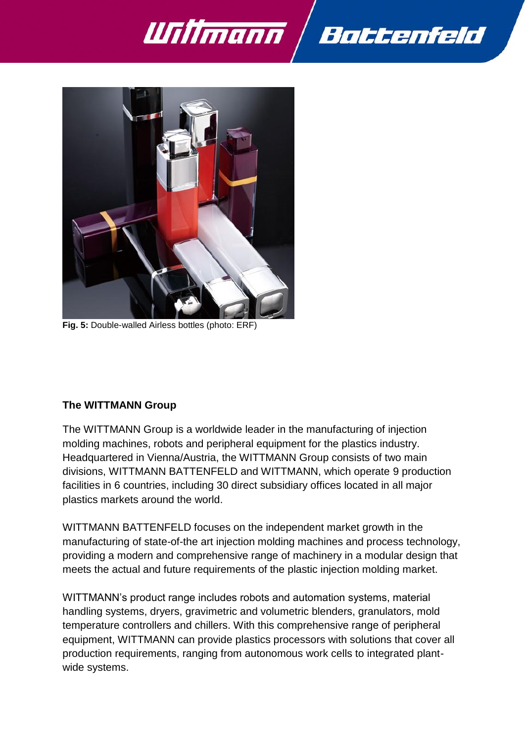**Fig. 5:** Double-walled Airless bottles (photo: ERF)

**The WITTMANN Group**

The WITTMANN Group is a worldwide leader in the manufacturing of injection molding machines, robots and peripheral equipment for the plastics industry. Headquartered in Vienna/Austria, the WITTMANN Group consists of two main divisions, WITTMANN BATTENFELD and WITTMANN, which operate 9 production facilities in 6 countries, including 30 direct subsidiary offices located in all major plastics markets around the world.

WITTMANN BATTENFELD focuses on the independent market growth in the manufacturing of state-of-the art injection molding machines and process technology, providing a modern and comprehensive range of machinery in a modular design that meets the actual and future requirements of the plastic injection molding market.

WITTMANN's product range includes robots and automation systems, material handling systems, dryers, gravimetric and volumetric blenders, granulators, mold temperature controllers and chillers. With this comprehensive range of peripheral equipment, WITTMANN can provide plastics processors with solutions that cover all production requirements, ranging from autonomous work cells to integrated plant-wide systems.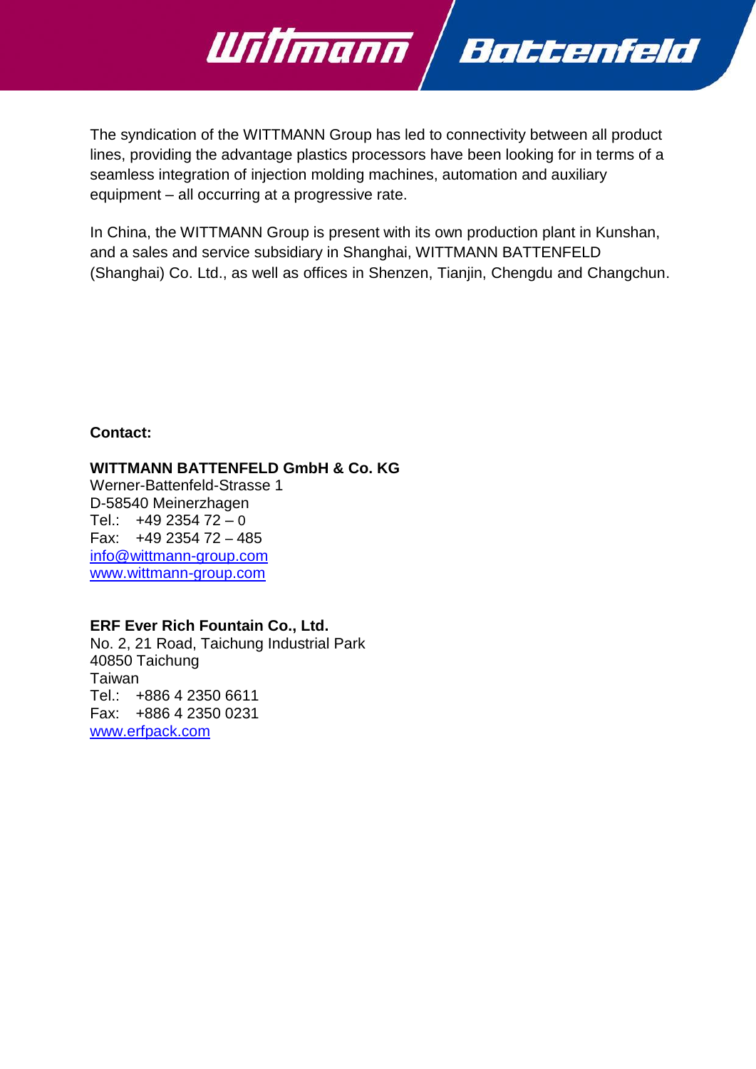The syndication of the WITTMANN Group has led to connectivity between all product lines, providing the advantage plastics processors have been looking for in terms of a seamless integration of injection molding machines, automation and auxiliary equipment – all occurring at a progressive rate.

In China, the WITTMANN Group is present with its own production plant in Kunshan, and a sales and service subsidiary in Shanghai, WITTMANN BATTENFELD (Shanghai) Co. Ltd., as well as offices in Shenzen, Tianjin, Chengdu and Changchun.

**Contact:**

**WITTMANN BATTENFELD GmbH & Co. KG**
Werner-Battenfeld-Strasse 1
D-58540 Meinerzhagen
Tel.: +49 2354 72 – 0
Fax: +49 2354 72 – 485
info@wittmann-group.com
www.wittmann-group.com

**ERF Ever Rich Fountain Co., Ltd.**
No. 2, 21 Road, Taichung Industrial Park
40850 Taichung
Taiwan
Tel.: +886 4 2350 6611
Fax: +886 4 2350 0231
www.erfpack.com